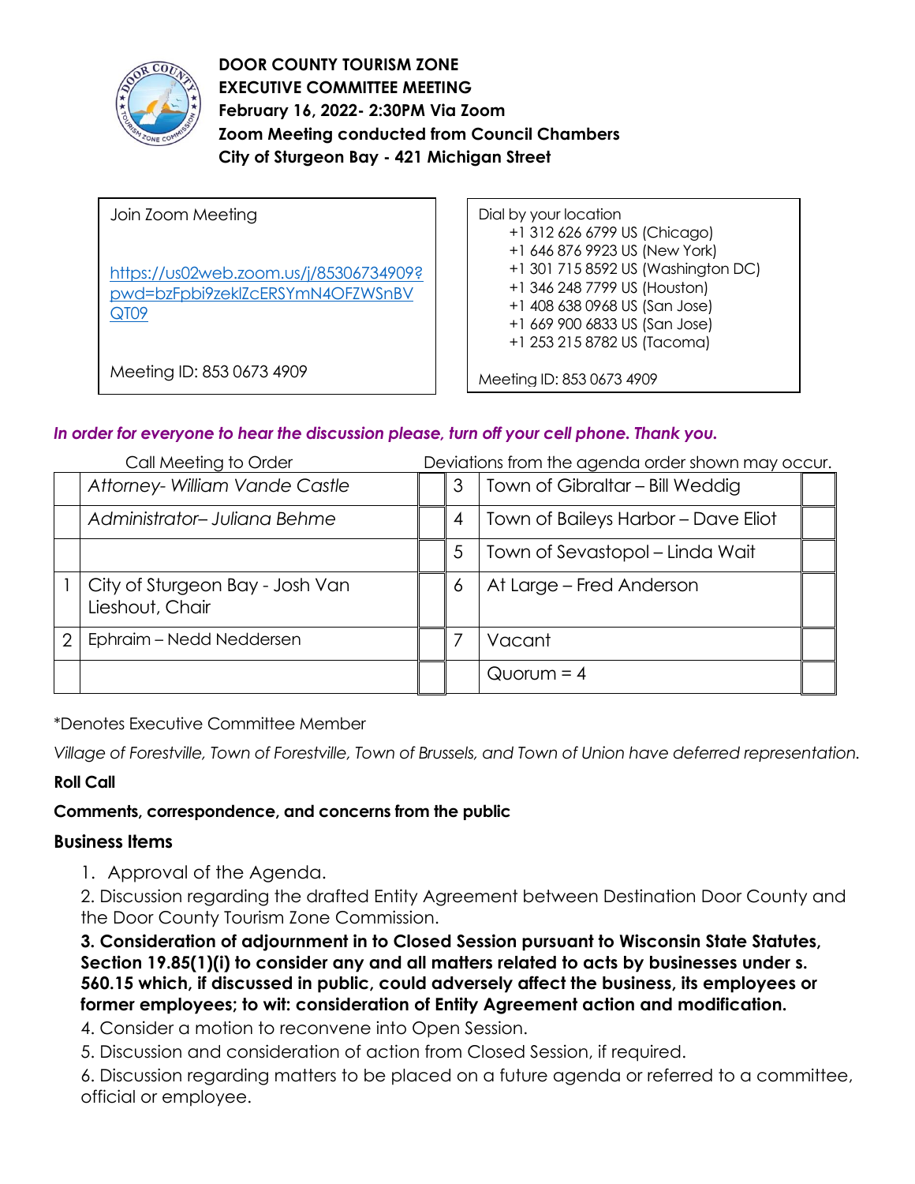**DOOR COUNTY TOURISM ZONE**
**EXECUTIVE COMMITTEE MEETING**
**February 16, 2022- 2:30PM Via Zoom**
**Zoom Meeting conducted from Council Chambers**
**City of Sturgeon Bay - 421 Michigan Street**

| Join Zoom Meeting | Dial by your location |
|---|---|
| https://us02web.zoom.us/j/85306734909?pwd=bzFpbi9zeklZcERSYmN4OFZWSnBVQT09 | +1 312 626 6799 US (Chicago)<br>+1 646 876 9923 US (New York)<br>+1 301 715 8592 US (Washington DC)<br>+1 346 248 7799 US (Houston)<br>+1 408 638 0968 US (San Jose)<br>+1 669 900 6833 US (San Jose)<br>+1 253 215 8782 US (Tacoma) |
| Meeting ID: 853 0673 4909 | Meeting ID: 853 0673 4909 |

*In order for everyone to hear the discussion please, turn off your cell phone. Thank you.*

Call Meeting to Order — Deviations from the agenda order shown may occur.

| | | | | | |
|---|---|---|---|---|---|
| | *Attorney- William Vande Castle* | | 3 | Town of Gibraltar – Bill Weddig | |
| | *Administrator– Juliana Behme* | | 4 | Town of Baileys Harbor – Dave Eliot | |
| | | | 5 | Town of Sevastopol – Linda Wait | |
| 1 | City of Sturgeon Bay - Josh Van Lieshout, Chair | | 6 | At Large – Fred Anderson | |
| 2 | Ephraim – Nedd Neddersen | | 7 | Vacant | |
| | | | | Quorum = 4 | |

*Denotes Executive Committee Member

*Village of Forestville, Town of Forestville, Town of Brussels, and Town of Union have deferred representation.*

**Roll Call**

**Comments, correspondence, and concerns from the public**

## Business Items

1. Approval of the Agenda.
2. Discussion regarding the drafted Entity Agreement between Destination Door County and the Door County Tourism Zone Commission.
3. **Consideration of adjournment in to Closed Session pursuant to Wisconsin State Statutes, Section 19.85(1)(i) to consider any and all matters related to acts by businesses under s. 560.15 which, if discussed in public, could adversely affect the business, its employees or former employees; to wit: consideration of Entity Agreement action and modification.**
4. Consider a motion to reconvene into Open Session.
5. Discussion and consideration of action from Closed Session, if required.
6. Discussion regarding matters to be placed on a future agenda or referred to a committee, official or employee.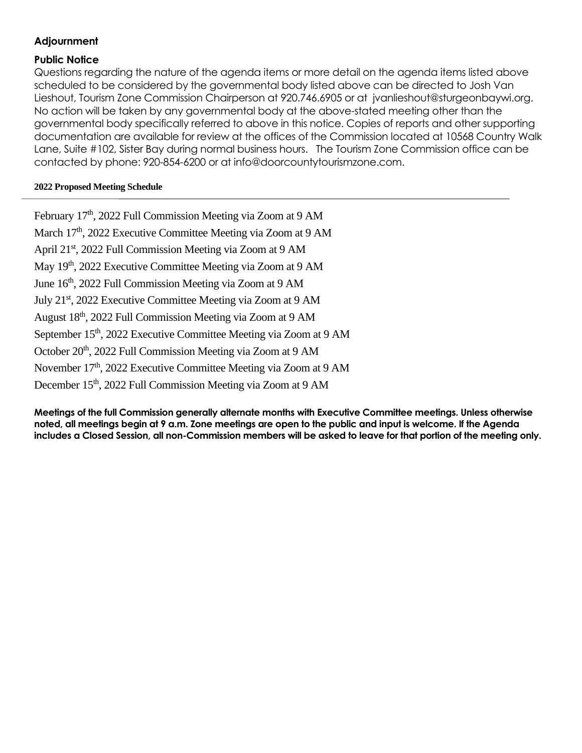## Adjournment

### Public Notice

Questions regarding the nature of the agenda items or more detail on the agenda items listed above scheduled to be considered by the governmental body listed above can be directed to Josh Van Lieshout, Tourism Zone Commission Chairperson at 920.746.6905 or at jvanlieshout@sturgeonbaywi.org. No action will be taken by any governmental body at the above-stated meeting other than the governmental body specifically referred to above in this notice. Copies of reports and other supporting documentation are available for review at the offices of the Commission located at 10568 Country Walk Lane, Suite #102, Sister Bay during normal business hours. The Tourism Zone Commission office can be contacted by phone: 920-854-6200 or at info@doorcountytourismzone.com.

**2022 Proposed Meeting Schedule**

February 17th, 2022 Full Commission Meeting via Zoom at 9 AM
March 17th, 2022 Executive Committee Meeting via Zoom at 9 AM
April 21st, 2022 Full Commission Meeting via Zoom at 9 AM
May 19th, 2022 Executive Committee Meeting via Zoom at 9 AM
June 16th, 2022 Full Commission Meeting via Zoom at 9 AM
July 21st, 2022 Executive Committee Meeting via Zoom at 9 AM
August 18th, 2022 Full Commission Meeting via Zoom at 9 AM
September 15th, 2022 Executive Committee Meeting via Zoom at 9 AM
October 20th, 2022 Full Commission Meeting via Zoom at 9 AM
November 17th, 2022 Executive Committee Meeting via Zoom at 9 AM
December 15th, 2022 Full Commission Meeting via Zoom at 9 AM

**Meetings of the full Commission generally alternate months with Executive Committee meetings. Unless otherwise noted, all meetings begin at 9 a.m. Zone meetings are open to the public and input is welcome. If the Agenda includes a Closed Session, all non-Commission members will be asked to leave for that portion of the meeting only.**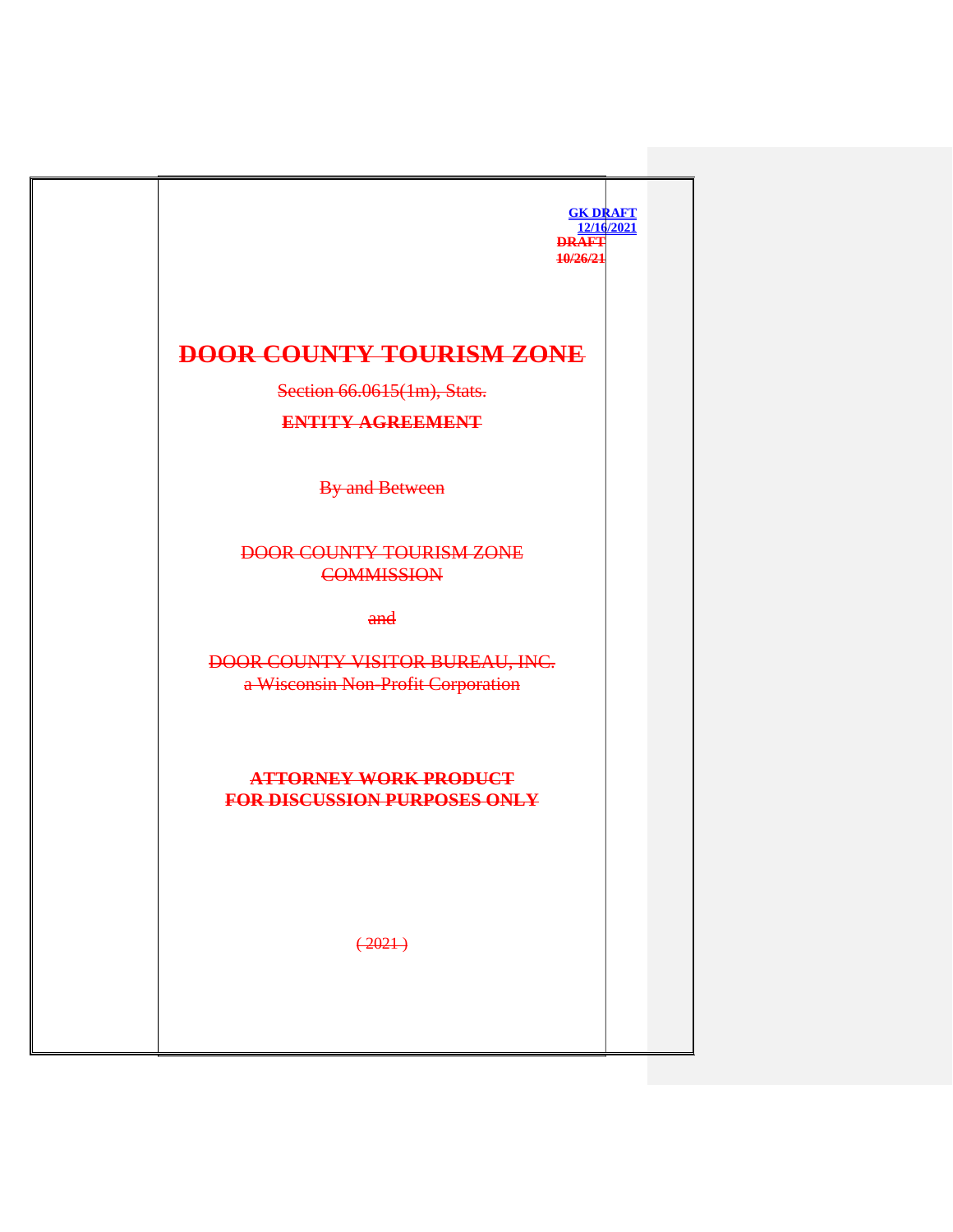GK DRAFT
12/16/2021
~~DRAFT~~
~~10/26/21~~

# ~~DOOR COUNTY TOURISM ZONE~~

~~Section 66.0615(1m), Stats.~~

~~**ENTITY AGREEMENT**~~

~~By and Between~~

~~DOOR COUNTY TOURISM ZONE COMMISSION~~

~~and~~

~~DOOR COUNTY VISITOR BUREAU, INC.~~
~~a Wisconsin Non-Profit Corporation~~

~~**ATTORNEY WORK PRODUCT**~~
~~**FOR DISCUSSION PURPOSES ONLY**~~

~~( 2021 )~~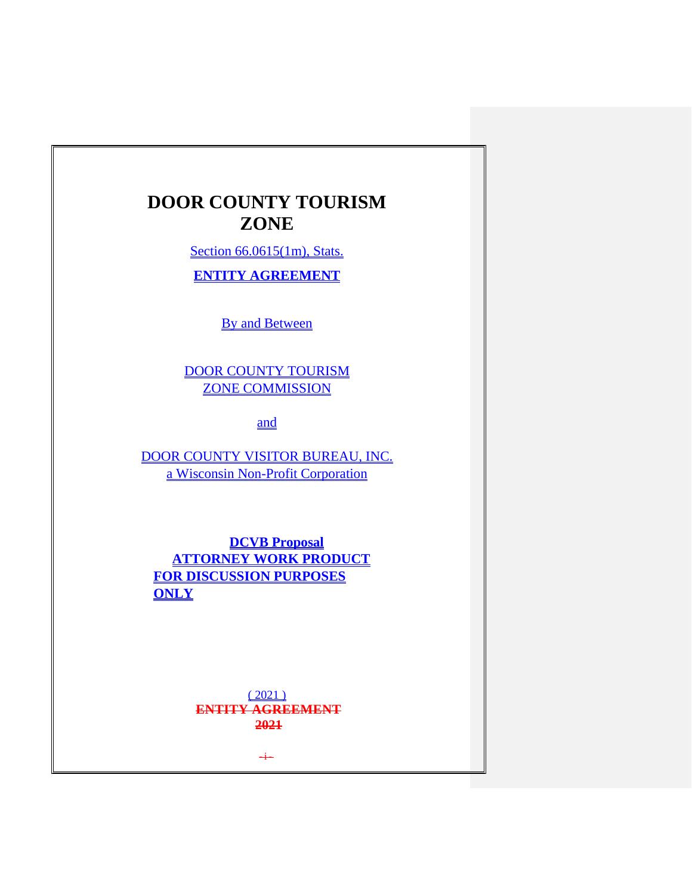# DOOR COUNTY TOURISM ZONE

Section 66.0615(1m), Stats.

**ENTITY AGREEMENT**

By and Between

DOOR COUNTY TOURISM ZONE COMMISSION

and

DOOR COUNTY VISITOR BUREAU, INC.
a Wisconsin Non-Profit Corporation

**DCVB Proposal**
**ATTORNEY WORK PRODUCT**
**FOR DISCUSSION PURPOSES ONLY**

( 2021 )

~~ENTITY AGREEMENT~~
~~2021~~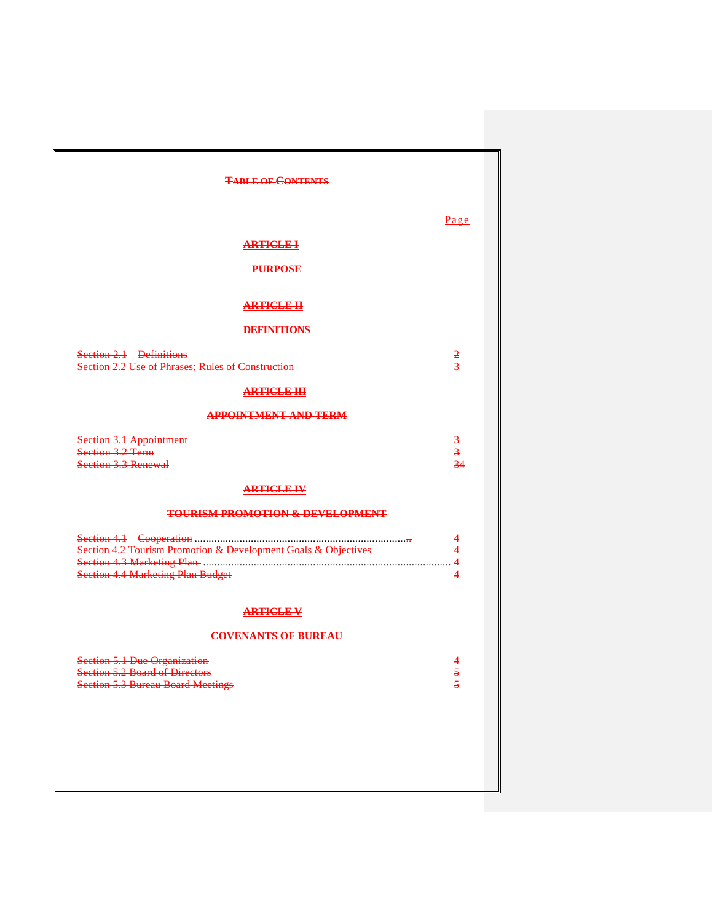# TABLE OF CONTENTS

Page

## ARTICLE I

## PURPOSE

## ARTICLE II

## DEFINITIONS

| | |
|---|---|
| Section 2.1 Definitions | 2 |
| Section 2.2 Use of Phrases; Rules of Construction | 3 |

## ARTICLE III

## APPOINTMENT AND TERM

| | |
|---|---|
| Section 3.1 Appointment | 3 |
| Section 3.2 Term | 3 |
| Section 3.3 Renewal | 34 |

## ARTICLE IV

## TOURISM PROMOTION & DEVELOPMENT

| | |
|---|---|
| Section 4.1 Cooperation | 4 |
| Section 4.2 Tourism Promotion & Development Goals & Objectives | 4 |
| Section 4.3 Marketing Plan | 4 |
| Section 4.4 Marketing Plan Budget | 4 |

## ARTICLE V

## COVENANTS OF BUREAU

| | |
|---|---|
| Section 5.1 Due Organization | 4 |
| Section 5.2 Board of Directors | 5 |
| Section 5.3 Bureau Board Meetings | 5 |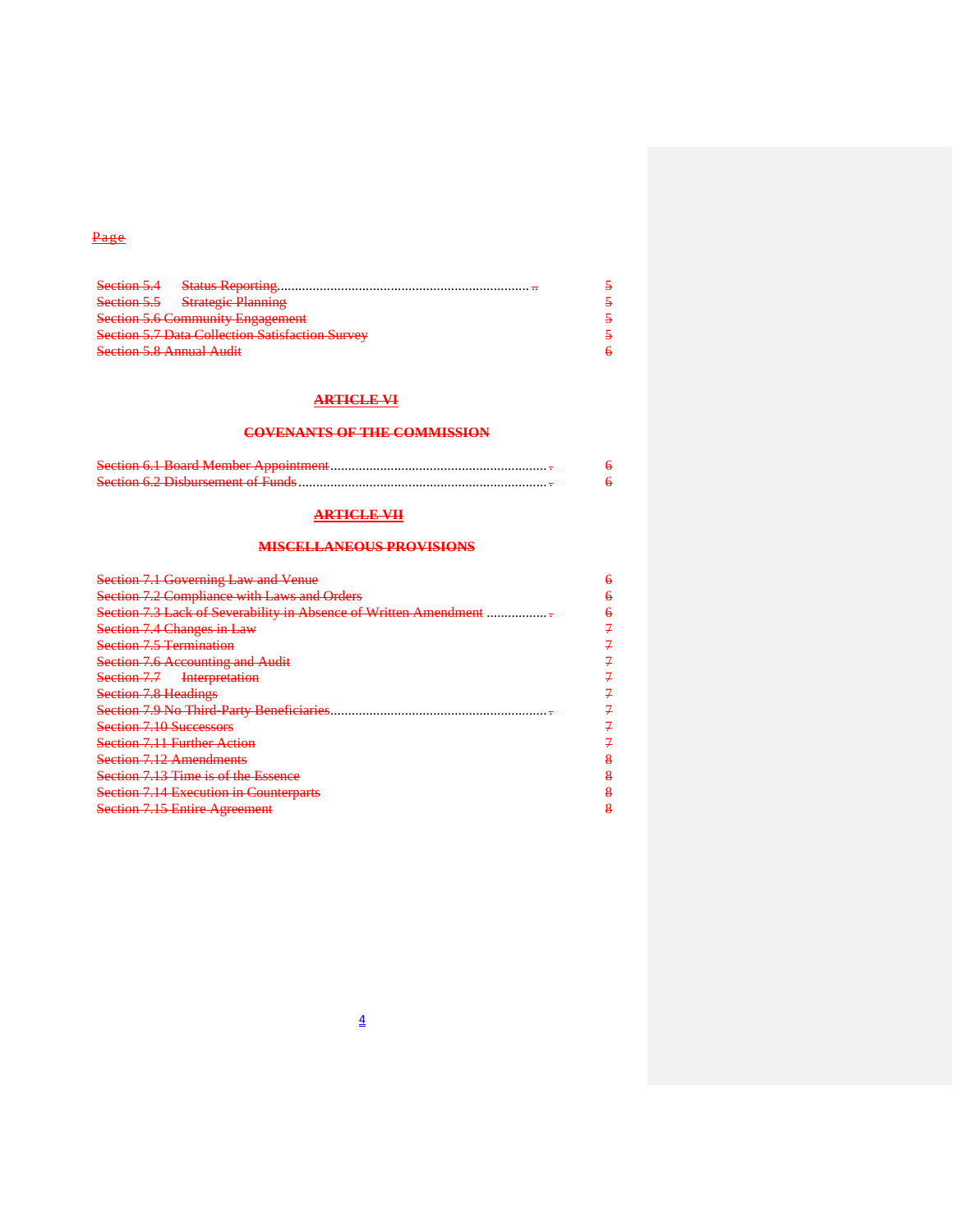Page

| | |
|---|---|
| Section 5.4 Status Reporting | 5 |
| Section 5.5 Strategic Planning | 5 |
| Section 5.6 Community Engagement | 5 |
| Section 5.7 Data Collection Satisfaction Survey | 5 |
| Section 5.8 Annual Audit | 6 |

## ARTICLE VI

## COVENANTS OF THE COMMISSION

| | |
|---|---|
| Section 6.1 Board Member Appointment | 6 |
| Section 6.2 Disbursement of Funds | 6 |

## ARTICLE VII

## MISCELLANEOUS PROVISIONS

| | |
|---|---|
| Section 7.1 Governing Law and Venue | 6 |
| Section 7.2 Compliance with Laws and Orders | 6 |
| Section 7.3 Lack of Severability in Absence of Written Amendment | 6 |
| Section 7.4 Changes in Law | 7 |
| Section 7.5 Termination | 7 |
| Section 7.6 Accounting and Audit | 7 |
| Section 7.7 Interpretation | 7 |
| Section 7.8 Headings | 7 |
| Section 7.9 No Third-Party Beneficiaries | 7 |
| Section 7.10 Successors | 7 |
| Section 7.11 Further Action | 7 |
| Section 7.12 Amendments | 8 |
| Section 7.13 Time is of the Essence | 8 |
| Section 7.14 Execution in Counterparts | 8 |
| Section 7.15 Entire Agreement | 8 |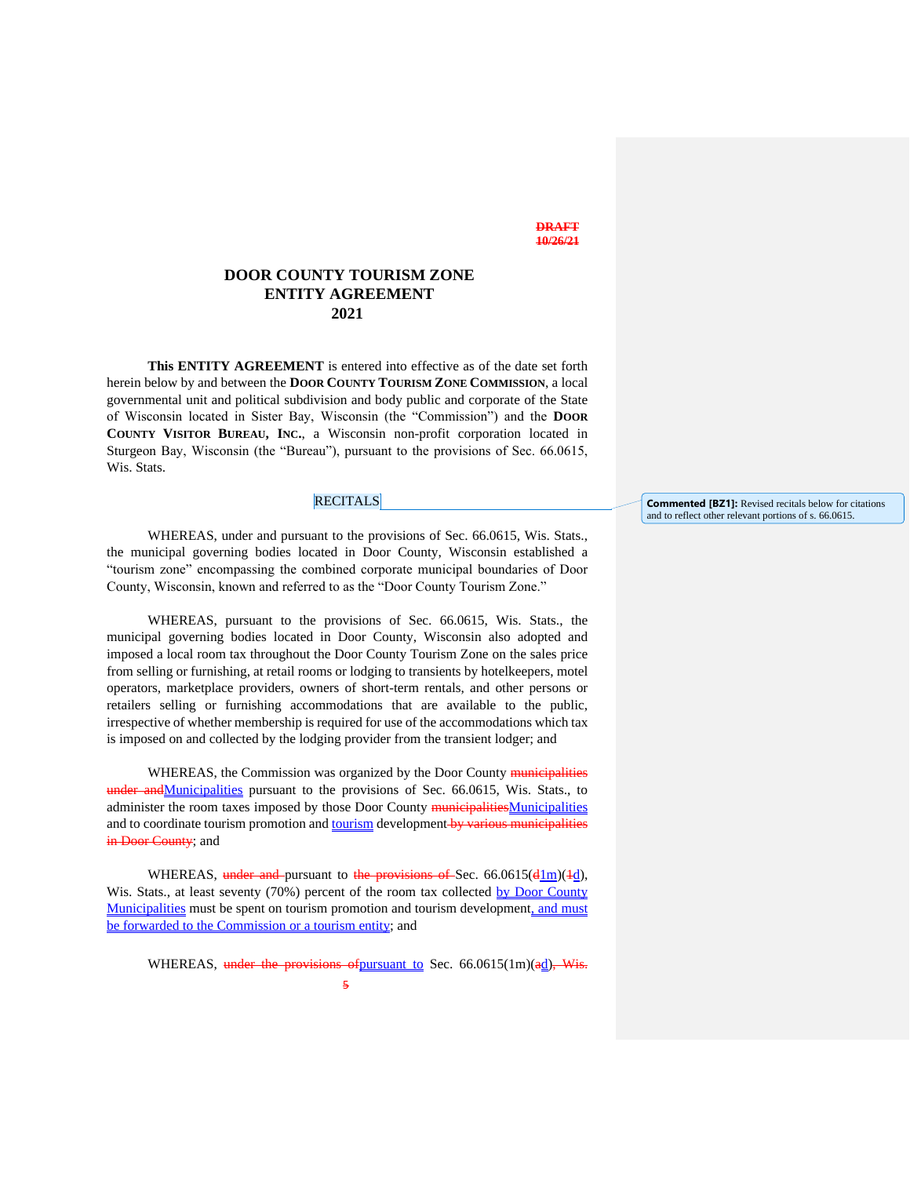~~DRAFT 10/26/21~~

# DOOR COUNTY TOURISM ZONE ENTITY AGREEMENT 2021

**This ENTITY AGREEMENT** is entered into effective as of the date set forth herein below by and between the **DOOR COUNTY TOURISM ZONE COMMISSION**, a local governmental unit and political subdivision and body public and corporate of the State of Wisconsin located in Sister Bay, Wisconsin (the "Commission") and the **DOOR COUNTY VISITOR BUREAU, INC.**, a Wisconsin non-profit corporation located in Sturgeon Bay, Wisconsin (the "Bureau"), pursuant to the provisions of Sec. 66.0615, Wis. Stats.

## RECITALS

> **Commented [BZ1]:** Revised recitals below for citations and to reflect other relevant portions of s. 66.0615.

WHEREAS, under and pursuant to the provisions of Sec. 66.0615, Wis. Stats., the municipal governing bodies located in Door County, Wisconsin established a "tourism zone" encompassing the combined corporate municipal boundaries of Door County, Wisconsin, known and referred to as the "Door County Tourism Zone."

WHEREAS, pursuant to the provisions of Sec. 66.0615, Wis. Stats., the municipal governing bodies located in Door County, Wisconsin also adopted and imposed a local room tax throughout the Door County Tourism Zone on the sales price from selling or furnishing, at retail rooms or lodging to transients by hotelkeepers, motel operators, marketplace providers, owners of short-term rentals, and other persons or retailers selling or furnishing accommodations that are available to the public, irrespective of whether membership is required for use of the accommodations which tax is imposed on and collected by the lodging provider from the transient lodger; and

WHEREAS, the Commission was organized by the Door County ~~municipalities under and~~Municipalities pursuant to the provisions of Sec. 66.0615, Wis. Stats., to administer the room taxes imposed by those Door County ~~municipalities~~Municipalities and to coordinate tourism promotion and tourism development ~~by various municipalities in Door County~~; and

WHEREAS, ~~under and~~ pursuant to ~~the provisions of~~ Sec. 66.0615(~~d~~1m)(~~1~~d), Wis. Stats., at least seventy (70%) percent of the room tax collected by Door County Municipalities must be spent on tourism promotion and tourism development, and must be forwarded to the Commission or a tourism entity; and

WHEREAS, ~~under the provisions of~~pursuant to Sec. 66.0615(1m)(~~a~~d)~~, Wis.~~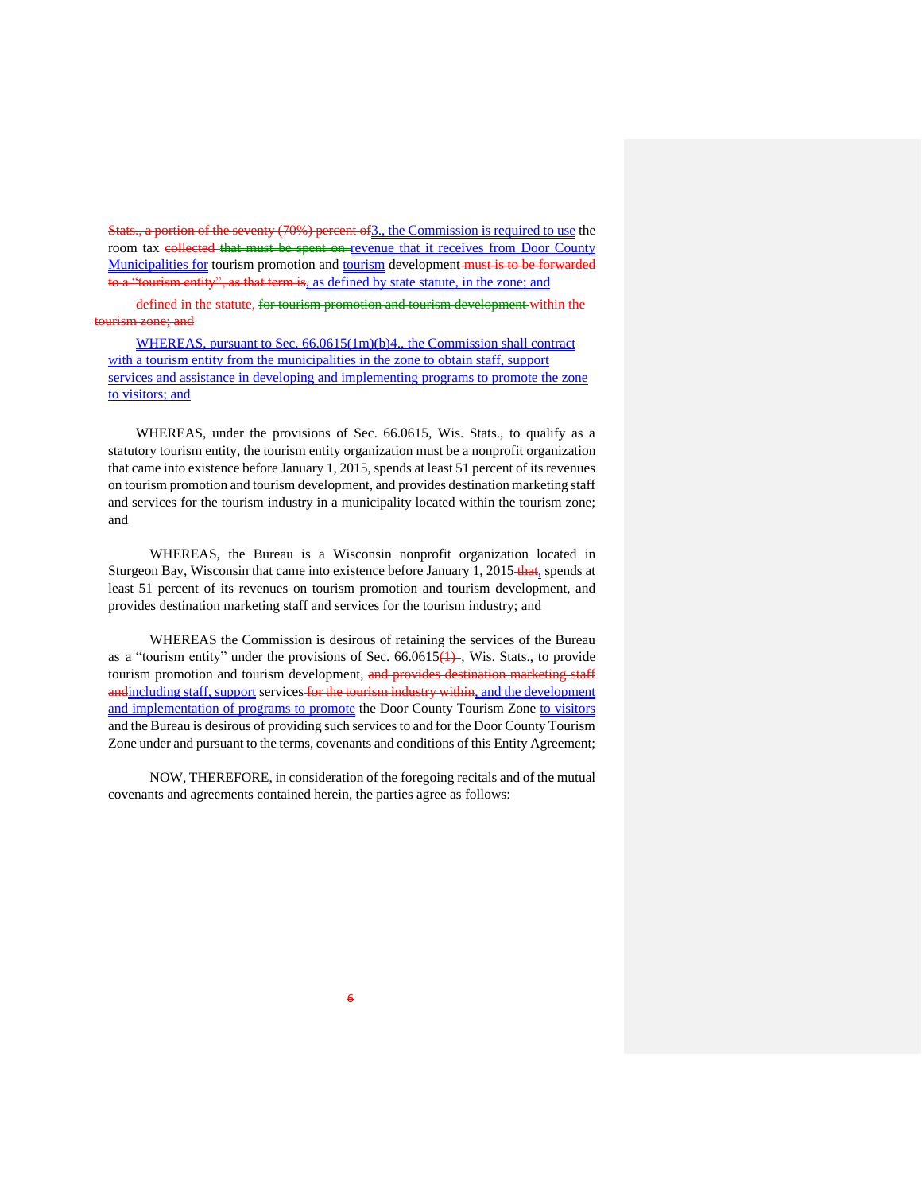~~Stats., a portion of the seventy (70%) percent of~~3., the Commission is required to use the room tax ~~collected~~ ~~that must be spent on~~ revenue that it receives from Door County Municipalities for tourism promotion and tourism development ~~must is to be forwarded to a "tourism entity", as that term is~~, as defined by state statute, in the zone; and

~~defined in the statute,~~ ~~for tourism promotion and tourism development~~ ~~within the tourism zone; and~~

WHEREAS, pursuant to Sec. 66.0615(1m)(b)4., the Commission shall contract with a tourism entity from the municipalities in the zone to obtain staff, support services and assistance in developing and implementing programs to promote the zone to visitors; and

WHEREAS, under the provisions of Sec. 66.0615, Wis. Stats., to qualify as a statutory tourism entity, the tourism entity organization must be a nonprofit organization that came into existence before January 1, 2015, spends at least 51 percent of its revenues on tourism promotion and tourism development, and provides destination marketing staff and services for the tourism industry in a municipality located within the tourism zone; and

WHEREAS, the Bureau is a Wisconsin nonprofit organization located in Sturgeon Bay, Wisconsin that came into existence before January 1, 2015 ~~that~~, spends at least 51 percent of its revenues on tourism promotion and tourism development, and provides destination marketing staff and services for the tourism industry; and

WHEREAS the Commission is desirous of retaining the services of the Bureau as a "tourism entity" under the provisions of Sec. 66.0615~~(1)~~, Wis. Stats., to provide tourism promotion and tourism development, ~~and provides destination marketing staff and~~including staff, support services ~~for the tourism industry within~~, and the development and implementation of programs to promote the Door County Tourism Zone to visitors and the Bureau is desirous of providing such services to and for the Door County Tourism Zone under and pursuant to the terms, covenants and conditions of this Entity Agreement;

NOW, THEREFORE, in consideration of the foregoing recitals and of the mutual covenants and agreements contained herein, the parties agree as follows: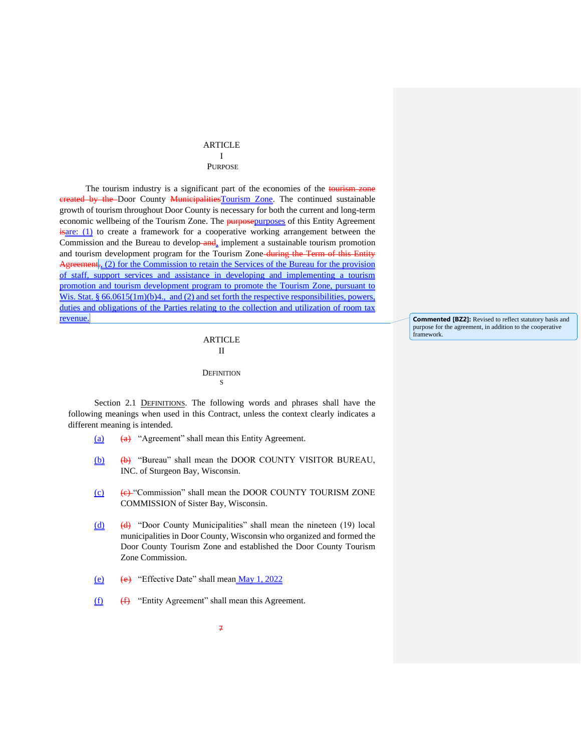# ARTICLE I
## PURPOSE

The tourism industry is a significant part of the economies of the ~~tourism zone created by the~~ Door County ~~Municipalities~~Tourism Zone. The continued sustainable growth of tourism throughout Door County is necessary for both the current and long-term economic wellbeing of the Tourism Zone. The ~~purpose~~purposes of this Entity Agreement ~~is~~are: (1) to create a framework for a cooperative working arrangement between the Commission and the Bureau to develop~~ and~~, implement a sustainable tourism promotion and tourism development program for the Tourism Zone~~ during the Term of this Entity Agreement~~~~.~~, (2) for the Commission to retain the Services of the Bureau for the provision of staff, support services and assistance in developing and implementing a tourism promotion and tourism development program to promote the Tourism Zone, pursuant to Wis. Stat. § 66.0615(1m)(b)4., and (2) and set forth the respective responsibilities, powers, duties and obligations of the Parties relating to the collection and utilization of room tax revenue.

> **Commented [BZ2]:** Revised to reflect statutory basis and purpose for the agreement, in addition to the cooperative framework.

# ARTICLE II
## DEFINITIONS

Section 2.1 <u>DEFINITIONS</u>. The following words and phrases shall have the following meanings when used in this Contract, unless the context clearly indicates a different meaning is intended.

(a) ~~(a)~~ “Agreement” shall mean this Entity Agreement.

(b) ~~(b)~~ “Bureau” shall mean the DOOR COUNTY VISITOR BUREAU, INC. of Sturgeon Bay, Wisconsin.

(c) ~~(c)~~ “Commission” shall mean the DOOR COUNTY TOURISM ZONE COMMISSION of Sister Bay, Wisconsin.

(d) ~~(d)~~ “Door County Municipalities” shall mean the nineteen (19) local municipalities in Door County, Wisconsin who organized and formed the Door County Tourism Zone and established the Door County Tourism Zone Commission.

(e) ~~(e)~~ “Effective Date” shall mean May 1, 2022

(f) ~~(f)~~ “Entity Agreement” shall mean this Agreement.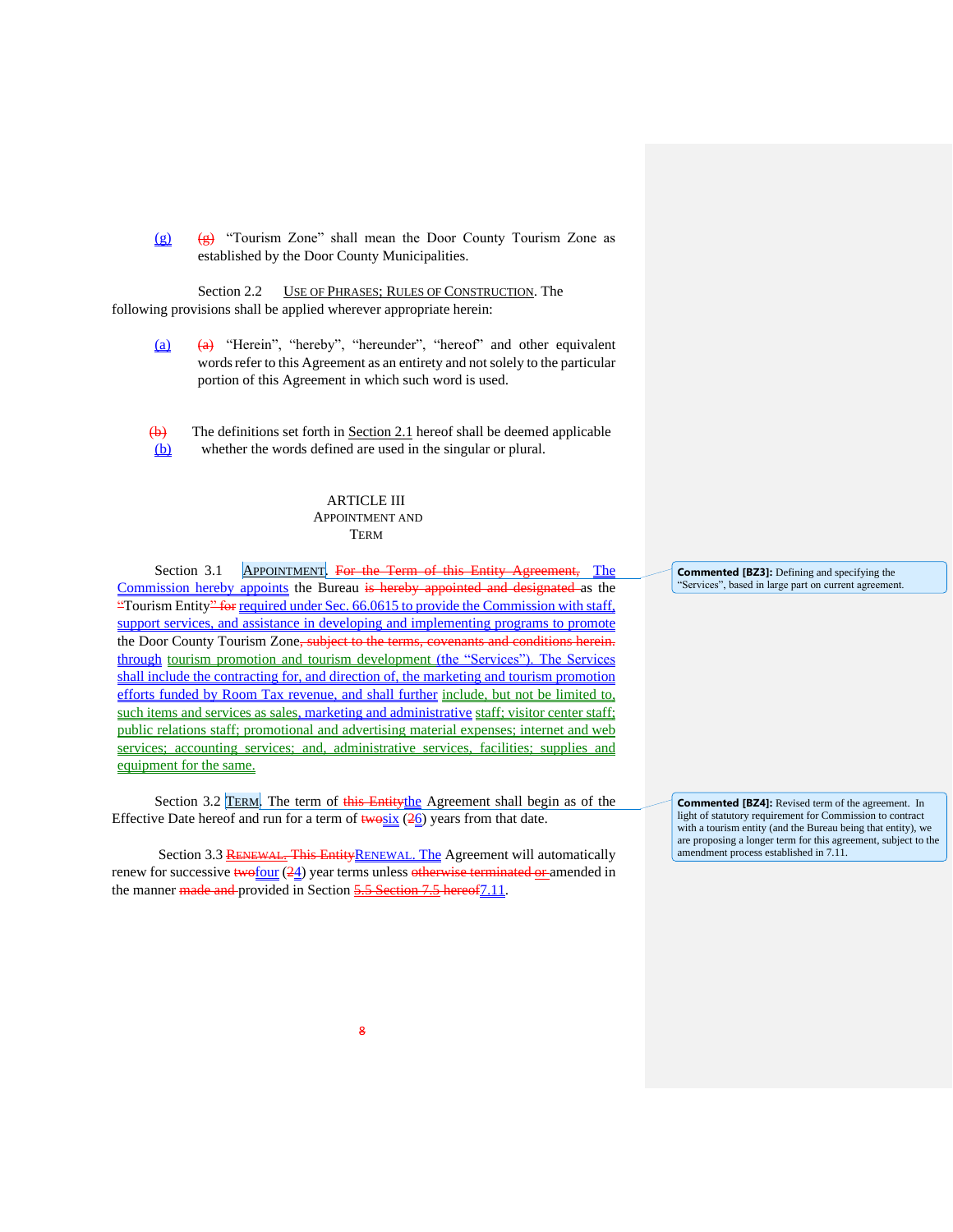(g) ~~(g)~~ "Tourism Zone" shall mean the Door County Tourism Zone as established by the Door County Municipalities.

Section 2.2 USE OF PHRASES; RULES OF CONSTRUCTION. The following provisions shall be applied wherever appropriate herein:

(a) ~~(a)~~ "Herein", "hereby", "hereunder", "hereof" and other equivalent words refer to this Agreement as an entirety and not solely to the particular portion of this Agreement in which such word is used.

~~(b)~~ (b) The definitions set forth in Section 2.1 hereof shall be deemed applicable whether the words defined are used in the singular or plural.

## ARTICLE III
## APPOINTMENT AND TERM

Section 3.1 APPOINTMENT. ~~For the Term of this Entity Agreement,~~ The Commission hereby appoints the Bureau ~~is hereby appointed and designated~~ as the ~~"~~Tourism Entity~~" for~~ required under Sec. 66.0615 to provide the Commission with staff, support services, and assistance in developing and implementing programs to promote the Door County Tourism Zone~~, subject to the terms, covenants and conditions herein.~~ through tourism promotion and tourism development (the "Services"). The Services shall include the contracting for, and direction of, the marketing and tourism promotion efforts funded by Room Tax revenue, and shall further include, but not be limited to, such items and services as sales, marketing and administrative staff; visitor center staff; public relations staff; promotional and advertising material expenses; internet and web services; accounting services; and, administrative services, facilities; supplies and equipment for the same.

Section 3.2 TERM. The term of ~~this Entity~~the Agreement shall begin as of the Effective Date hereof and run for a term of ~~two~~six (~~2~~6) years from that date.

Section 3.3 ~~RENEWAL. This Entity~~RENEWAL. The Agreement will automatically renew for successive ~~two~~four (~~2~~4) year terms unless ~~otherwise terminated or~~ amended in the manner ~~made and~~ provided in Section ~~5.5 Section 7.5 hereof~~7.11.

**Commented [BZ3]:** Defining and specifying the "Services", based in large part on current agreement.

**Commented [BZ4]:** Revised term of the agreement. In light of statutory requirement for Commission to contract with a tourism entity (and the Bureau being that entity), we are proposing a longer term for this agreement, subject to the amendment process established in 7.11.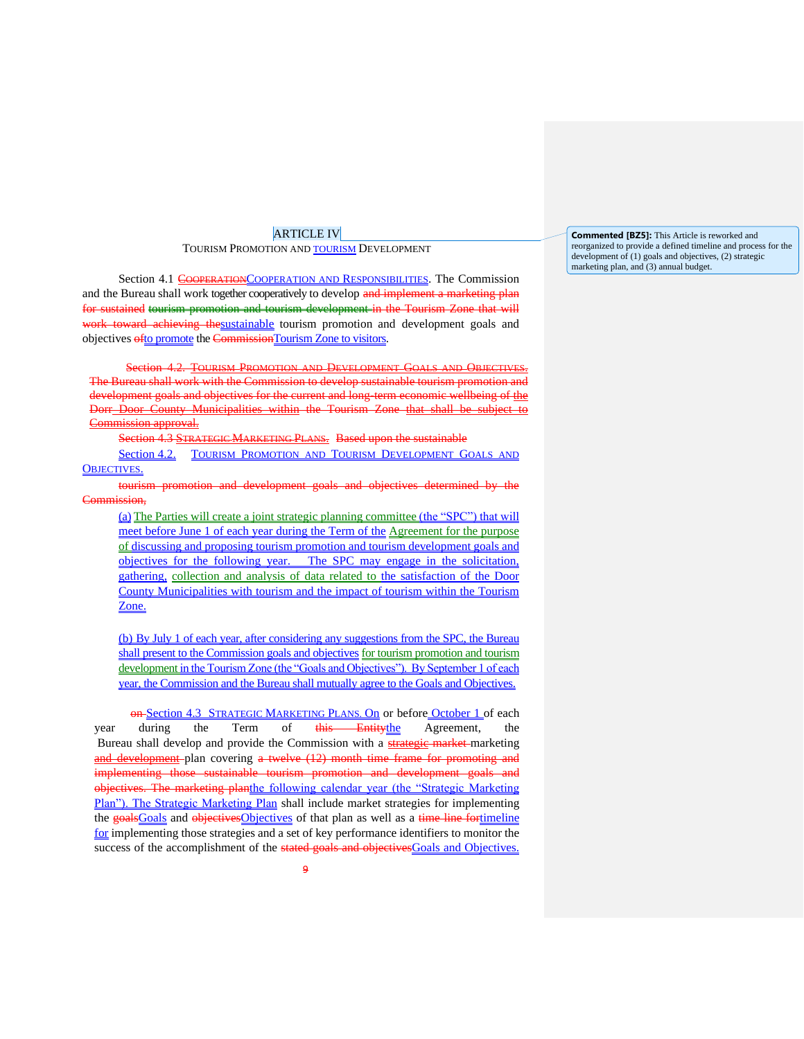# ARTICLE IV

## TOURISM PROMOTION AND TOURISM DEVELOPMENT

Section 4.1 ~~COOPERATION~~COOPERATION AND RESPONSIBILITIES. The Commission and the Bureau shall work together cooperatively to develop ~~and implement a marketing plan for sustained tourism promotion and tourism development in the Tourism Zone that will work toward achieving the~~sustainable tourism promotion and development goals and objectives ~~of~~to promote the ~~Commission~~Tourism Zone to visitors.

~~Section 4.2. TOURISM PROMOTION AND DEVELOPMENT GOALS AND OBJECTIVES. The Bureau shall work with the Commission to develop sustainable tourism promotion and development goals and objectives for the current and long-term economic wellbeing of the Dorr Door County Municipalities within the Tourism Zone that shall be subject to Commission approval.~~

~~Section 4.3 STRATEGIC MARKETING PLANS. Based upon the sustainable~~

Section 4.2. TOURISM PROMOTION AND TOURISM DEVELOPMENT GOALS AND OBJECTIVES.

~~tourism promotion and development goals and objectives determined by the Commission,~~

(a) The Parties will create a joint strategic planning committee (the "SPC") that will meet before June 1 of each year during the Term of the Agreement for the purpose of discussing and proposing tourism promotion and tourism development goals and objectives for the following year. The SPC may engage in the solicitation, gathering, collection and analysis of data related to the satisfaction of the Door County Municipalities with tourism and the impact of tourism within the Tourism Zone.

(b) By July 1 of each year, after considering any suggestions from the SPC, the Bureau shall present to the Commission goals and objectives for tourism promotion and tourism development in the Tourism Zone (the "Goals and Objectives"). By September 1 of each year, the Commission and the Bureau shall mutually agree to the Goals and Objectives.

~~on~~ Section 4.3 STRATEGIC MARKETING PLANS. On or before October 1 of each year during the Term of ~~this Entity~~the Agreement, the Bureau shall develop and provide the Commission with a ~~strategic market~~ marketing ~~and development~~ plan covering ~~a twelve (12) month time frame for promoting and implementing those sustainable tourism promotion and development goals and objectives. The marketing plan~~the following calendar year (the "Strategic Marketing Plan"). The Strategic Marketing Plan shall include market strategies for implementing the ~~goals~~Goals and ~~objectives~~Objectives of that plan as well as a ~~time line for~~timeline for implementing those strategies and a set of key performance identifiers to monitor the success of the accomplishment of the ~~stated goals and objectives~~Goals and Objectives.

**Commented [BZ5]:** This Article is reworked and reorganized to provide a defined timeline and process for the development of (1) goals and objectives, (2) strategic marketing plan, and (3) annual budget.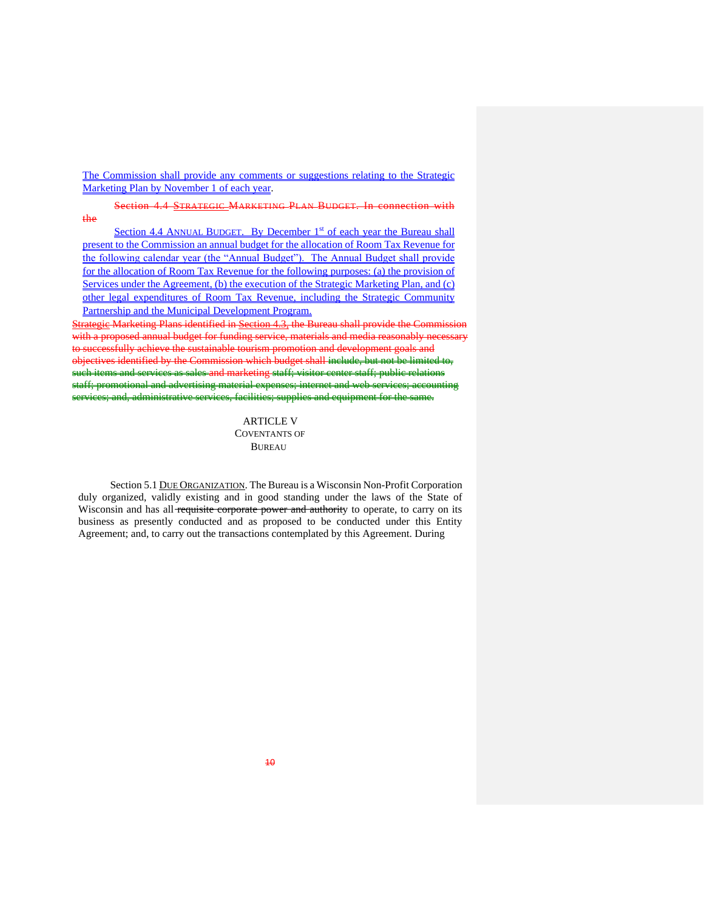The Commission shall provide any comments or suggestions relating to the Strategic Marketing Plan by November 1 of each year.

~~Section 4.4 STRATEGIC MARKETING PLAN BUDGET. In connection with the~~

Section 4.4 ANNUAL BUDGET. By December 1st of each year the Bureau shall present to the Commission an annual budget for the allocation of Room Tax Revenue for the following calendar year (the "Annual Budget"). The Annual Budget shall provide for the allocation of Room Tax Revenue for the following purposes: (a) the provision of Services under the Agreement, (b) the execution of the Strategic Marketing Plan, and (c) other legal expenditures of Room Tax Revenue, including the Strategic Community Partnership and the Municipal Development Program.

~~Strategic Marketing Plans identified in Section 4.3, the Bureau shall provide the Commission with a proposed annual budget for funding service, materials and media reasonably necessary to successfully achieve the sustainable tourism promotion and development goals and objectives identified by the Commission which budget shall include, but not be limited to, such items and services as sales and marketing staff; visitor center staff; public relations staff; promotional and advertising material expenses; internet and web services; accounting services; and, administrative services, facilities; supplies and equipment for the same.~~

ARTICLE V
COVENTANTS OF
BUREAU

Section 5.1 DUE ORGANIZATION. The Bureau is a Wisconsin Non-Profit Corporation duly organized, validly existing and in good standing under the laws of the State of Wisconsin and has all ~~requisite corporate power and authority~~ to operate, to carry on its business as presently conducted and as proposed to be conducted under this Entity Agreement; and, to carry out the transactions contemplated by this Agreement. During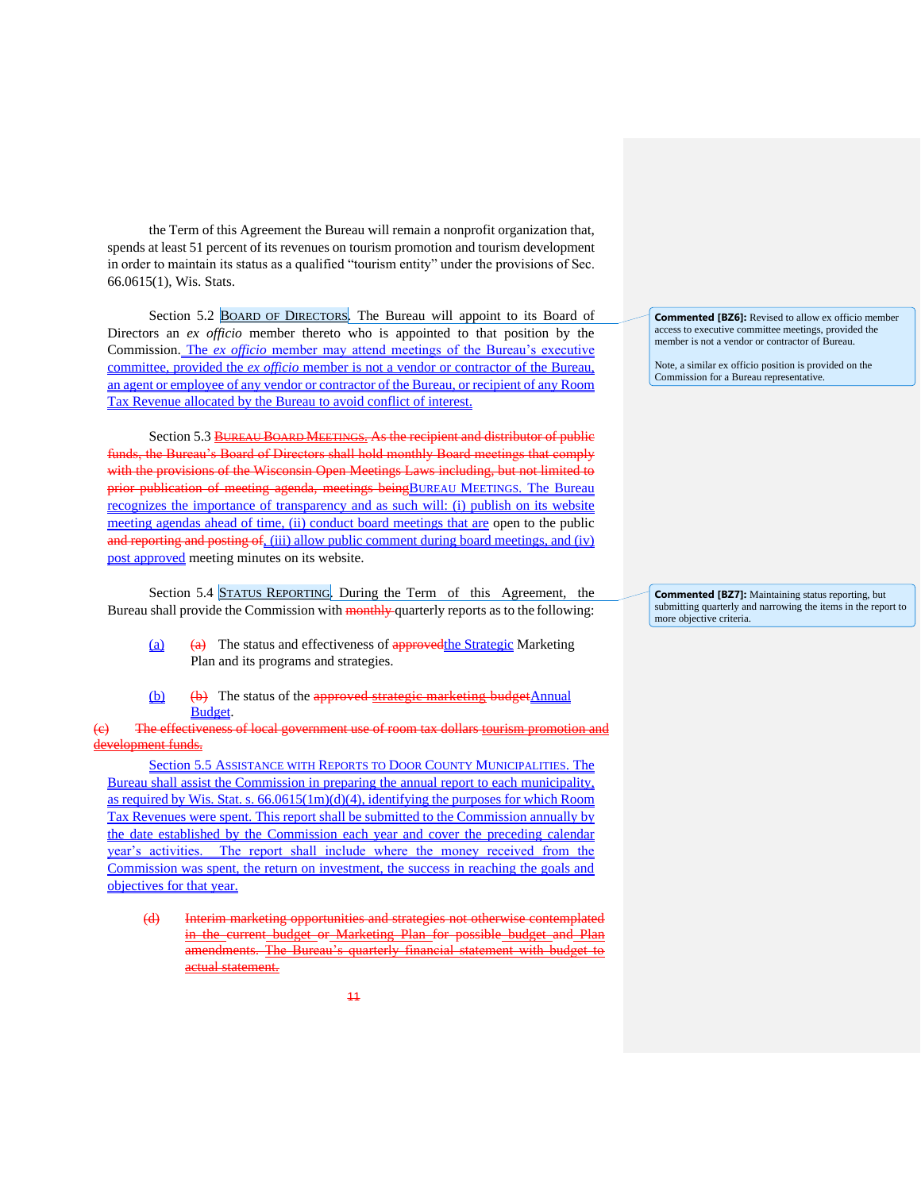the Term of this Agreement the Bureau will remain a nonprofit organization that, spends at least 51 percent of its revenues on tourism promotion and tourism development in order to maintain its status as a qualified "tourism entity" under the provisions of Sec. 66.0615(1), Wis. Stats.

Section 5.2 BOARD OF DIRECTORS. The Bureau will appoint to its Board of Directors an *ex officio* member thereto who is appointed to that position by the Commission. The *ex officio* member may attend meetings of the Bureau's executive committee, provided the *ex officio* member is not a vendor or contractor of the Bureau, an agent or employee of any vendor or contractor of the Bureau, or recipient of any Room Tax Revenue allocated by the Bureau to avoid conflict of interest.

> **Commented [BZ6]:** Revised to allow ex officio member access to executive committee meetings, provided the member is not a vendor or contractor of Bureau.
>
> Note, a similar ex officio position is provided on the Commission for a Bureau representative.

Section 5.3 ~~BUREAU BOARD MEETINGS. As the recipient and distributor of public funds, the Bureau's Board of Directors shall hold monthly Board meetings that comply with the provisions of the Wisconsin Open Meetings Laws including, but not limited to prior publication of meeting agenda, meetings being~~BUREAU MEETINGS. The Bureau recognizes the importance of transparency and as such will: (i) publish on its website meeting agendas ahead of time, (ii) conduct board meetings that are open to the public ~~and reporting and posting of~~, (iii) allow public comment during board meetings, and (iv) post approved meeting minutes on its website.

Section 5.4 STATUS REPORTING. During the Term of this Agreement, the Bureau shall provide the Commission with ~~monthly~~ quarterly reports as to the following:

> **Commented [BZ7]:** Maintaining status reporting, but submitting quarterly and narrowing the items in the report to more objective criteria.

(a) ~~(a)~~ The status and effectiveness of ~~approved~~the Strategic Marketing Plan and its programs and strategies.

(b) ~~(b)~~ The status of the ~~approved strategic marketing budget~~Annual Budget.

~~(c) The effectiveness of local government use of room tax dollars tourism promotion and development funds.~~

Section 5.5 ASSISTANCE WITH REPORTS TO DOOR COUNTY MUNICIPALITIES. The Bureau shall assist the Commission in preparing the annual report to each municipality, as required by Wis. Stat. s. 66.0615(1m)(d)(4), identifying the purposes for which Room Tax Revenues were spent. This report shall be submitted to the Commission annually by the date established by the Commission each year and cover the preceding calendar year's activities. The report shall include where the money received from the Commission was spent, the return on investment, the success in reaching the goals and objectives for that year.

~~(d) Interim marketing opportunities and strategies not otherwise contemplated in the current budget or Marketing Plan for possible budget and Plan amendments. The Bureau's quarterly financial statement with budget to actual statement.~~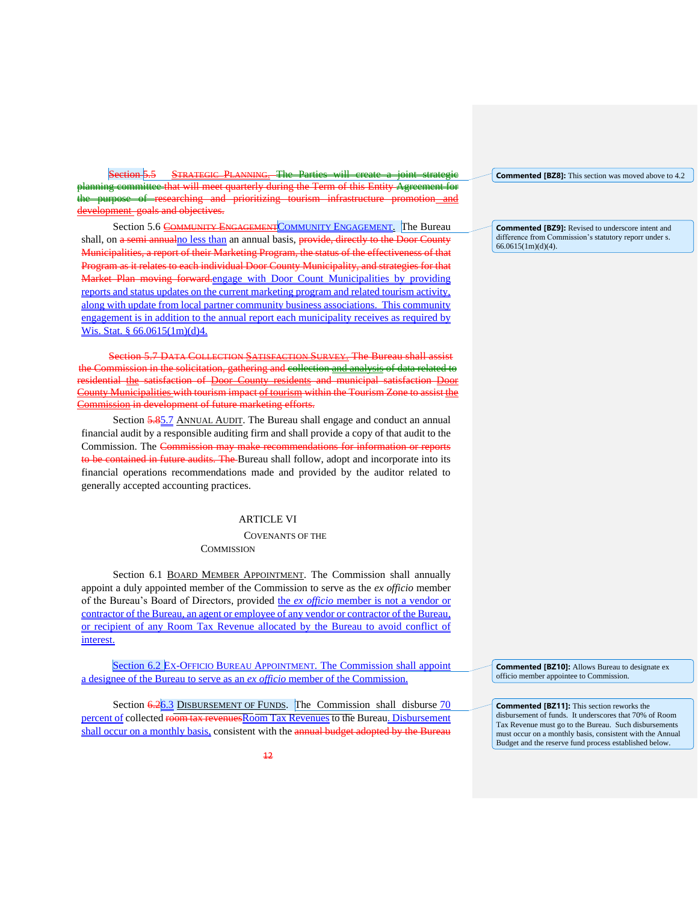Section 5.5 STRATEGIC PLANNING. The Parties will create a joint strategic planning committee that will meet quarterly during the Term of this Entity Agreement for the purpose of researching and prioritizing tourism infrastructure promotion and development goals and objectives.

Commented [BZ8]: This section was moved above to 4.2

Section 5.6 COMMUNITY ENGAGEMENTCOMMUNITY ENGAGEMENT. The Bureau shall, on a semi annualno less than an annual basis, provide, directly to the Door County Municipalities, a report of their Marketing Program, the status of the effectiveness of that Program as it relates to each individual Door County Municipality, and strategies for that Market Plan moving forward.engage with Door Count Municipalities by providing reports and status updates on the current marketing program and related tourism activity, along with update from local partner community business associations. This community engagement is in addition to the annual report each municipality receives as required by Wis. Stat. § 66.0615(1m)(d)4.

Commented [BZ9]: Revised to underscore intent and difference from Commission's statutory reporr under s. 66.0615(1m)(d)(4).

Section 5.7 DATA COLLECTION SATISFACTION SURVEY. The Bureau shall assist the Commission in the solicitation, gathering and collection and analysis of data related to residential the satisfaction of Door County residents and municipal satisfaction Door County Municipalities with tourism impact of tourism within the Tourism Zone to assist the Commission in development of future marketing efforts.

Section 5.85.7 ANNUAL AUDIT. The Bureau shall engage and conduct an annual financial audit by a responsible auditing firm and shall provide a copy of that audit to the Commission. The Commission may make recommendations for information or reports to be contained in future audits. The Bureau shall follow, adopt and incorporate into its financial operations recommendations made and provided by the auditor related to generally accepted accounting practices.

## ARTICLE VI

### COVENANTS OF THE COMMISSION

Section 6.1 BOARD MEMBER APPOINTMENT. The Commission shall annually appoint a duly appointed member of the Commission to serve as the *ex officio* member of the Bureau's Board of Directors, provided the *ex officio* member is not a vendor or contractor of the Bureau, an agent or employee of any vendor or contractor of the Bureau, or recipient of any Room Tax Revenue allocated by the Bureau to avoid conflict of interest.

Section 6.2 EX-OFFICIO BUREAU APPOINTMENT. The Commission shall appoint a designee of the Bureau to serve as an *ex officio* member of the Commission.

Commented [BZ10]: Allows Bureau to designate ex officio member appointee to Commission.

Section 6.26.3 DISBURSEMENT OF FUNDS. The Commission shall disburse 70 percent of collected room tax revenuesRoom Tax Revenues to the Bureau. Disbursement shall occur on a monthly basis, consistent with the annual budget adopted by the Bureau

Commented [BZ11]: This section reworks the disbursement of funds. It underscores that 70% of Room Tax Revenue must go to the Bureau. Such disbursements must occur on a monthly basis, consistent with the Annual Budget and the reserve fund process established below.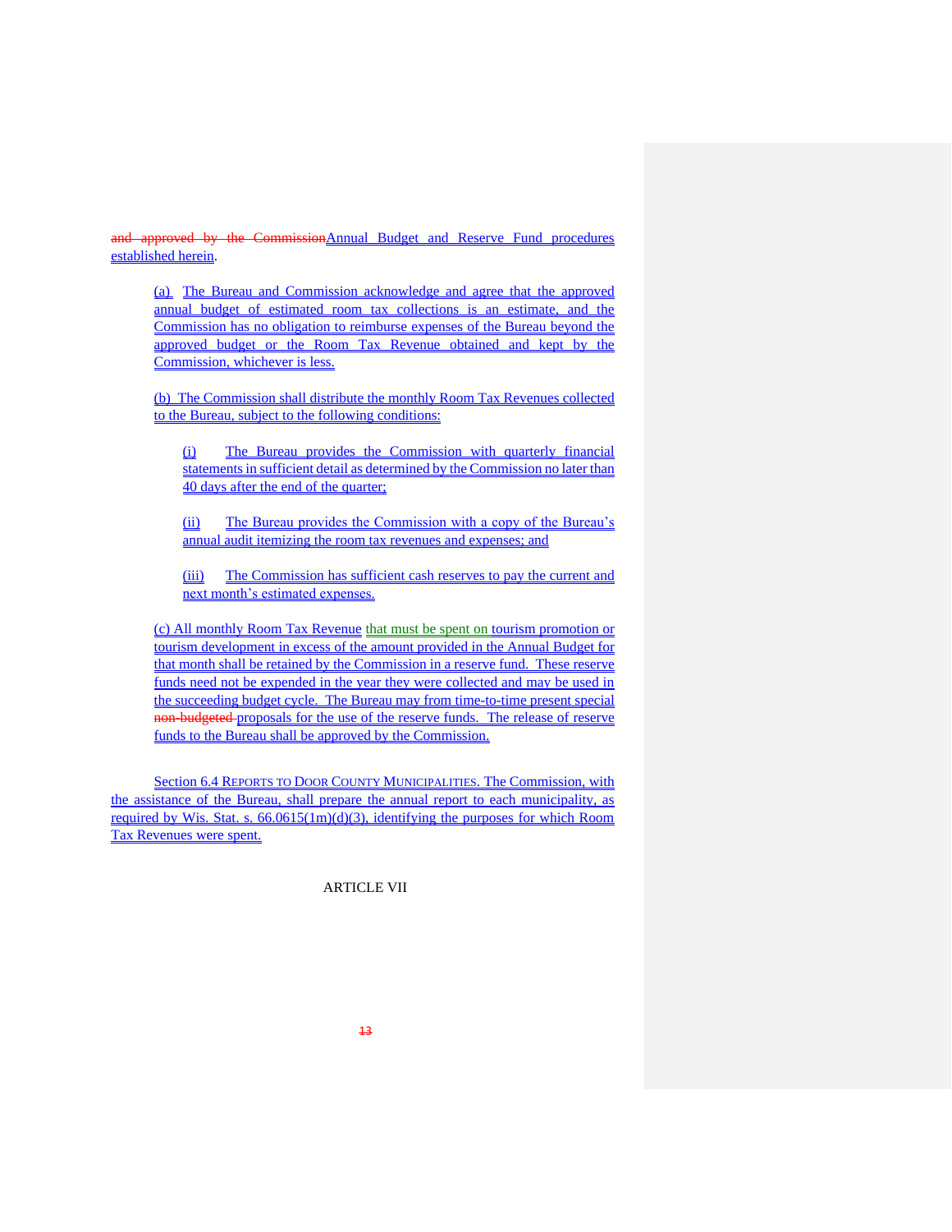and approved by the CommissionAnnual Budget and Reserve Fund procedures established herein.

(a) The Bureau and Commission acknowledge and agree that the approved annual budget of estimated room tax collections is an estimate, and the Commission has no obligation to reimburse expenses of the Bureau beyond the approved budget or the Room Tax Revenue obtained and kept by the Commission, whichever is less.

(b) The Commission shall distribute the monthly Room Tax Revenues collected to the Bureau, subject to the following conditions:

(i) The Bureau provides the Commission with quarterly financial statements in sufficient detail as determined by the Commission no later than 40 days after the end of the quarter;

(ii) The Bureau provides the Commission with a copy of the Bureau's annual audit itemizing the room tax revenues and expenses; and

(iii) The Commission has sufficient cash reserves to pay the current and next month's estimated expenses.

(c) All monthly Room Tax Revenue that must be spent on tourism promotion or tourism development in excess of the amount provided in the Annual Budget for that month shall be retained by the Commission in a reserve fund. These reserve funds need not be expended in the year they were collected and may be used in the succeeding budget cycle. The Bureau may from time-to-time present special non-budgeted proposals for the use of the reserve funds. The release of reserve funds to the Bureau shall be approved by the Commission.

Section 6.4 REPORTS TO DOOR COUNTY MUNICIPALITIES. The Commission, with the assistance of the Bureau, shall prepare the annual report to each municipality, as required by Wis. Stat. s. 66.0615(1m)(d)(3), identifying the purposes for which Room Tax Revenues were spent.

ARTICLE VII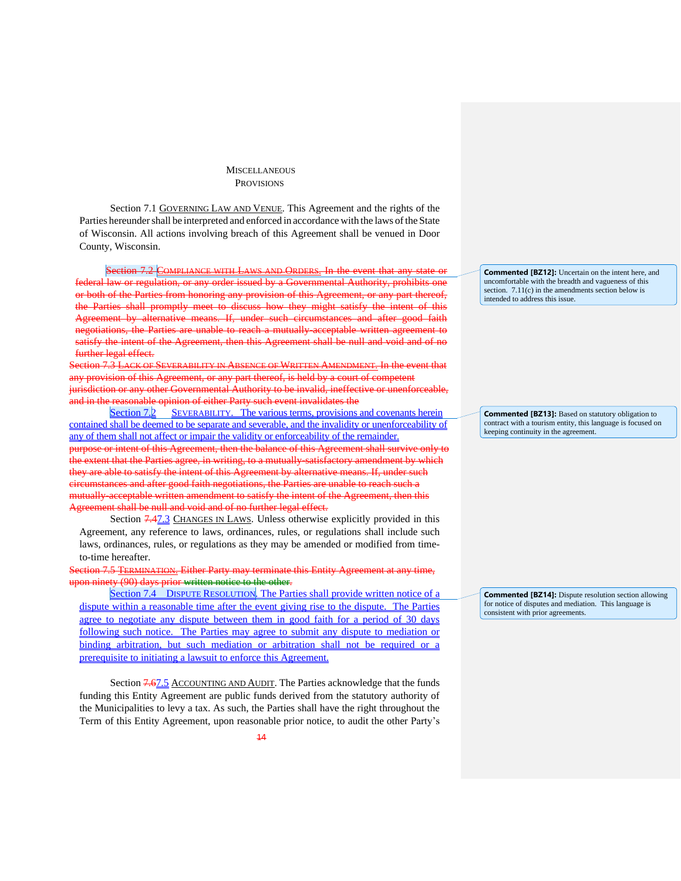# MISCELLANEOUS PROVISIONS

Section 7.1 GOVERNING LAW AND VENUE. This Agreement and the rights of the Parties hereunder shall be interpreted and enforced in accordance with the laws of the State of Wisconsin. All actions involving breach of this Agreement shall be venued in Door County, Wisconsin.

~~Section 7.2 COMPLIANCE WITH LAWS AND ORDERS. In the event that any state or federal law or regulation, or any order issued by a Governmental Authority, prohibits one or both of the Parties from honoring any provision of this Agreement, or any part thereof, the Parties shall promptly meet to discuss how they might satisfy the intent of this Agreement by alternative means. If, under such circumstances and after good faith negotiations, the Parties are unable to reach a mutually-acceptable written agreement to satisfy the intent of the Agreement, then this Agreement shall be null and void and of no further legal effect.~~

~~Section 7.3 LACK OF SEVERABILITY IN ABSENCE OF WRITTEN AMENDMENT. In the event that any provision of this Agreement, or any part thereof, is held by a court of competent jurisdiction or any other Governmental Authority to be invalid, ineffective or unenforceable, and in the reasonable opinion of either Party such event invalidates the~~

Section 7.2 SEVERABILITY. The various terms, provisions and covenants herein contained shall be deemed to be separate and severable, and the invalidity or unenforceability of any of them shall not affect or impair the validity or enforceability of the remainder.

~~purpose or intent of this Agreement, then the balance of this Agreement shall survive only to the extent that the Parties agree, in writing, to a mutually-satisfactory amendment by which they are able to satisfy the intent of this Agreement by alternative means. If, under such circumstances and after good faith negotiations, the Parties are unable to reach such a mutually-acceptable written amendment to satisfy the intent of the Agreement, then this Agreement shall be null and void and of no further legal effect.~~

Section ~~7.4~~7.3 CHANGES IN LAWS. Unless otherwise explicitly provided in this Agreement, any reference to laws, ordinances, rules, or regulations shall include such laws, ordinances, rules, or regulations as they may be amended or modified from time-to-time hereafter.

~~Section 7.5 TERMINATION. Either Party may terminate this Entity Agreement at any time, upon ninety (90) days prior written notice to the other.~~

Section 7.4 DISPUTE RESOLUTION. The Parties shall provide written notice of a dispute within a reasonable time after the event giving rise to the dispute. The Parties agree to negotiate any dispute between them in good faith for a period of 30 days following such notice. The Parties may agree to submit any dispute to mediation or binding arbitration, but such mediation or arbitration shall not be required or a prerequisite to initiating a lawsuit to enforce this Agreement.

Section ~~7.6~~7.5 ACCOUNTING AND AUDIT. The Parties acknowledge that the funds funding this Entity Agreement are public funds derived from the statutory authority of the Municipalities to levy a tax. As such, the Parties shall have the right throughout the Term of this Entity Agreement, upon reasonable prior notice, to audit the other Party's

**Commented [BZ12]:** Uncertain on the intent here, and uncomfortable with the breadth and vagueness of this section. 7.11(c) in the amendments section below is intended to address this issue.

**Commented [BZ13]:** Based on statutory obligation to contract with a tourism entity, this language is focused on keeping continuity in the agreement.

**Commented [BZ14]:** Dispute resolution section allowing for notice of disputes and mediation. This language is consistent with prior agreements.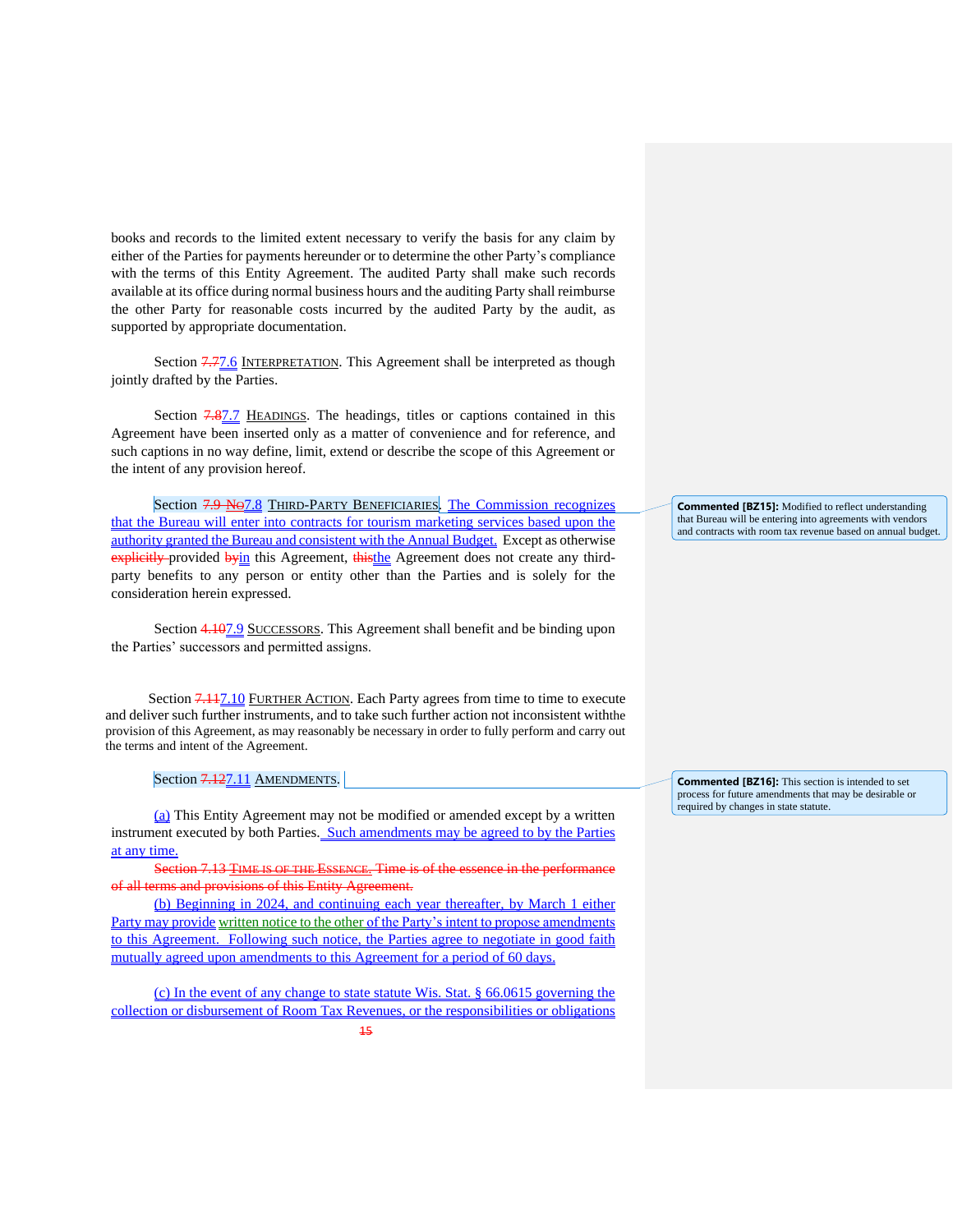books and records to the limited extent necessary to verify the basis for any claim by either of the Parties for payments hereunder or to determine the other Party's compliance with the terms of this Entity Agreement. The audited Party shall make such records available at its office during normal business hours and the auditing Party shall reimburse the other Party for reasonable costs incurred by the audited Party by the audit, as supported by appropriate documentation.

Section ~~7.7~~7.6 INTERPRETATION. This Agreement shall be interpreted as though jointly drafted by the Parties.

Section ~~7.8~~7.7 HEADINGS. The headings, titles or captions contained in this Agreement have been inserted only as a matter of convenience and for reference, and such captions in no way define, limit, extend or describe the scope of this Agreement or the intent of any provision hereof.

Section ~~7.9 No~~7.8 THIRD-PARTY BENEFICIARIES. The Commission recognizes that the Bureau will enter into contracts for tourism marketing services based upon the authority granted the Bureau and consistent with the Annual Budget. Except as otherwise ~~explicitly~~ provided ~~by~~in this Agreement, ~~this~~the Agreement does not create any third-party benefits to any person or entity other than the Parties and is solely for the consideration herein expressed.

> Commented [BZ15]: Modified to reflect understanding that Bureau will be entering into agreements with vendors and contracts with room tax revenue based on annual budget.

Section ~~4.10~~7.9 SUCCESSORS. This Agreement shall benefit and be binding upon the Parties' successors and permitted assigns.

Section ~~7.11~~7.10 FURTHER ACTION. Each Party agrees from time to time to execute and deliver such further instruments, and to take such further action not inconsistent withthe provision of this Agreement, as may reasonably be necessary in order to fully perform and carry out the terms and intent of the Agreement.

Section ~~7.12~~7.11 AMENDMENTS.

> Commented [BZ16]: This section is intended to set process for future amendments that may be desirable or required by changes in state statute.

(a) This Entity Agreement may not be modified or amended except by a written instrument executed by both Parties. Such amendments may be agreed to by the Parties at any time.

~~Section 7.13 TIME IS OF THE ESSENCE. Time is of the essence in the performance of all terms and provisions of this Entity Agreement.~~

(b) Beginning in 2024, and continuing each year thereafter, by March 1 either Party may provide written notice to the other of the Party's intent to propose amendments to this Agreement. Following such notice, the Parties agree to negotiate in good faith mutually agreed upon amendments to this Agreement for a period of 60 days.

(c) In the event of any change to state statute Wis. Stat. § 66.0615 governing the collection or disbursement of Room Tax Revenues, or the responsibilities or obligations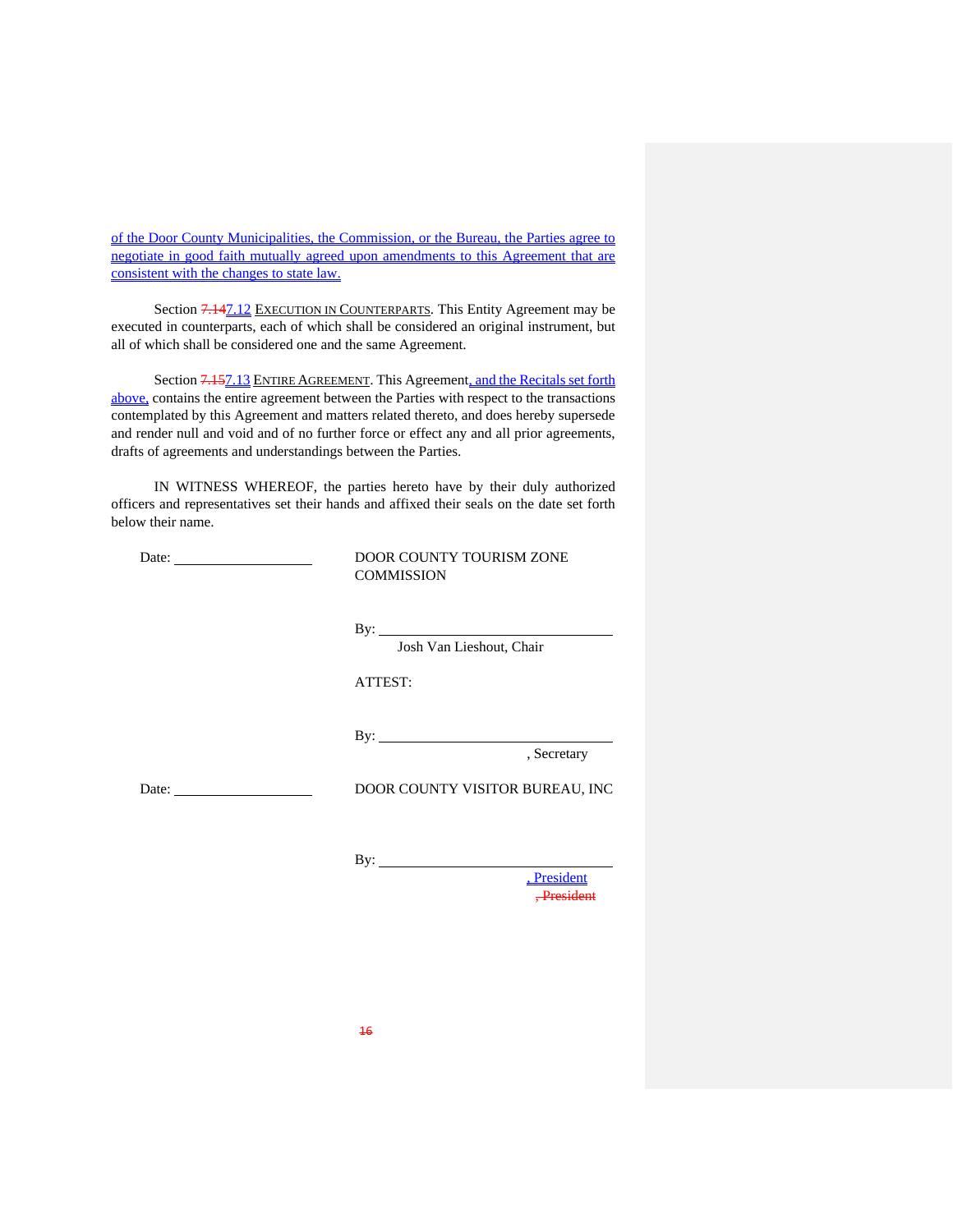of the Door County Municipalities, the Commission, or the Bureau, the Parties agree to negotiate in good faith mutually agreed upon amendments to this Agreement that are consistent with the changes to state law.

Section ~~7.14~~7.12 EXECUTION IN COUNTERPARTS. This Entity Agreement may be executed in counterparts, each of which shall be considered an original instrument, but all of which shall be considered one and the same Agreement.

Section ~~7.15~~7.13 ENTIRE AGREEMENT. This Agreement, and the Recitals set forth above, contains the entire agreement between the Parties with respect to the transactions contemplated by this Agreement and matters related thereto, and does hereby supersede and render null and void and of no further force or effect any and all prior agreements, drafts of agreements and understandings between the Parties.

IN WITNESS WHEREOF, the parties hereto have by their duly authorized officers and representatives set their hands and affixed their seals on the date set forth below their name.

Date: ____________________

DOOR COUNTY TOURISM ZONE COMMISSION

By: ________________________________
Josh Van Lieshout, Chair

ATTEST:

By: ________________________________
, Secretary

Date: ____________________

DOOR COUNTY VISITOR BUREAU, INC

By: ________________________________
, President
~~, President~~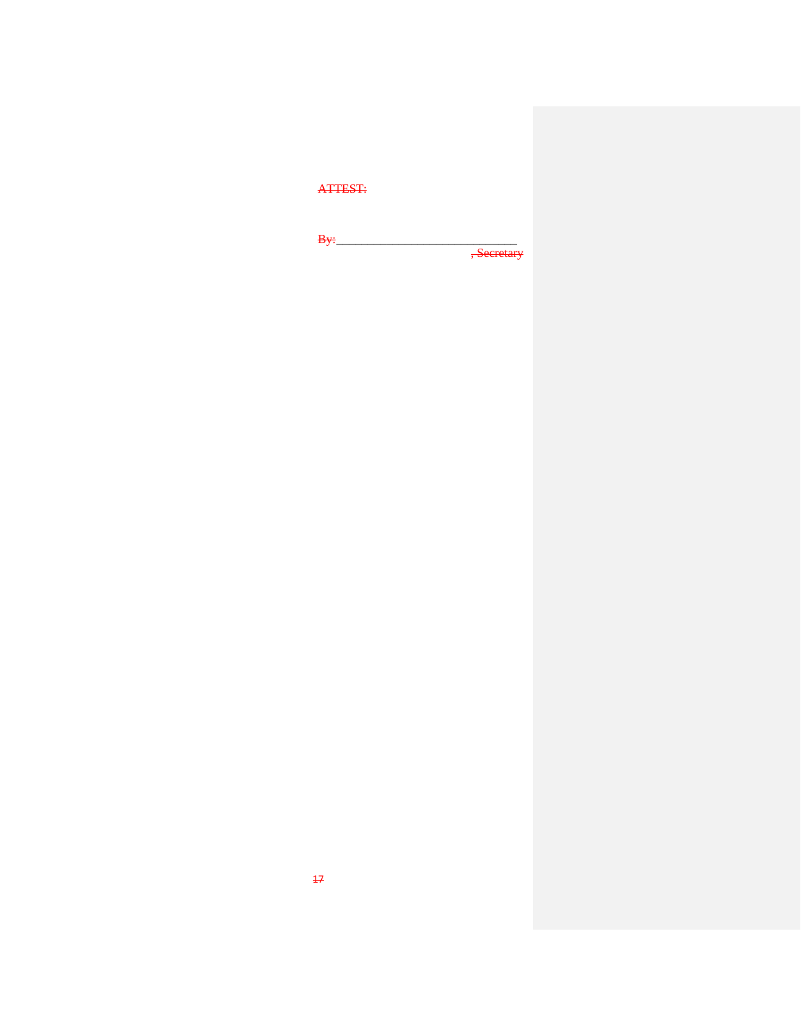~~ATTEST:~~

~~By:~~___________________________
~~, Secretary~~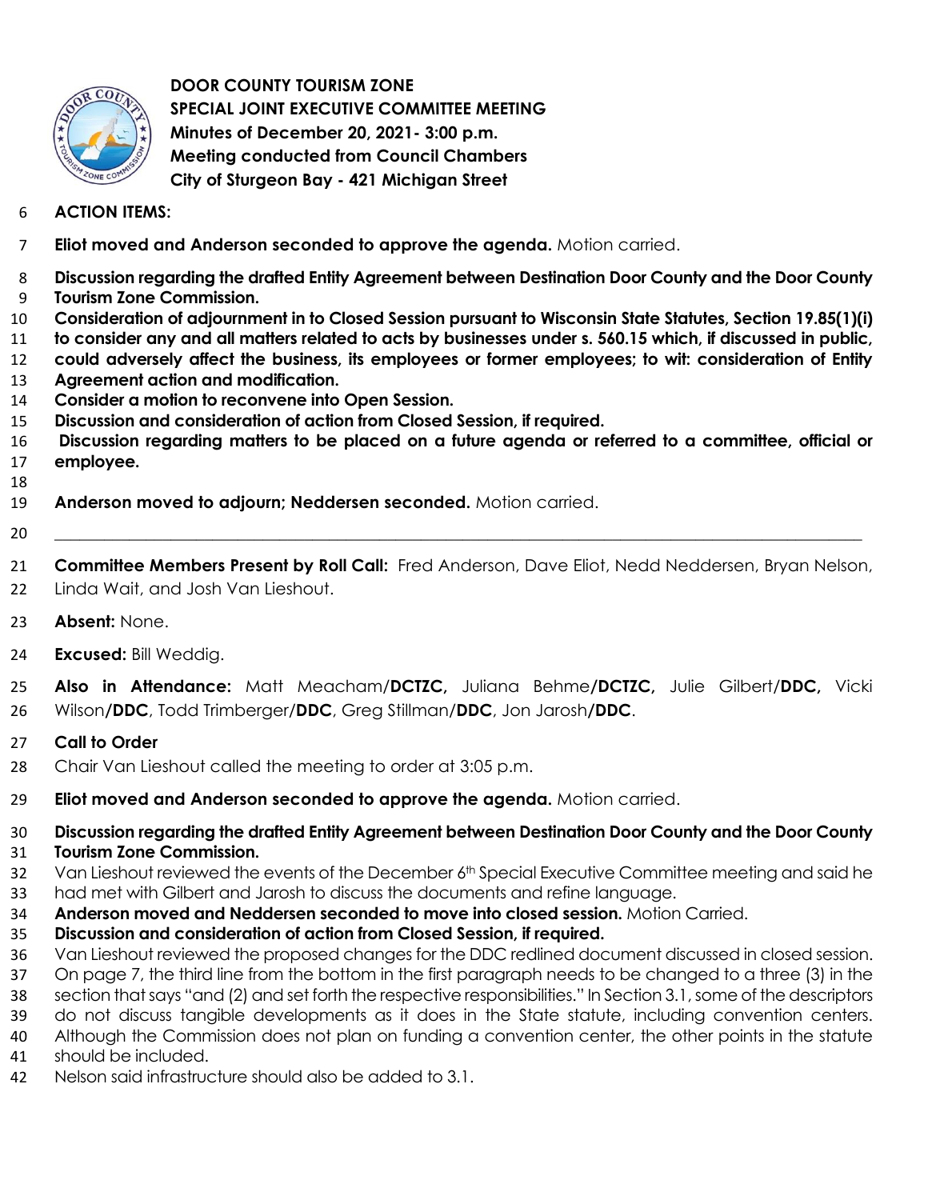**DOOR COUNTY TOURISM ZONE**
**SPECIAL JOINT EXECUTIVE COMMITTEE MEETING**
**Minutes of December 20, 2021- 3:00 p.m.**
**Meeting conducted from Council Chambers**
**City of Sturgeon Bay - 421 Michigan Street**

**ACTION ITEMS:**

**Eliot moved and Anderson seconded to approve the agenda.** Motion carried.

**Discussion regarding the drafted Entity Agreement between Destination Door County and the Door County Tourism Zone Commission.**
**Consideration of adjournment in to Closed Session pursuant to Wisconsin State Statutes, Section 19.85(1)(i) to consider any and all matters related to acts by businesses under s. 560.15 which, if discussed in public, could adversely affect the business, its employees or former employees; to wit: consideration of Entity Agreement action and modification.**
**Consider a motion to reconvene into Open Session.**
**Discussion and consideration of action from Closed Session, if required.**
**Discussion regarding matters to be placed on a future agenda or referred to a committee, official or employee.**

**Anderson moved to adjourn; Neddersen seconded.** Motion carried.

---

**Committee Members Present by Roll Call:** Fred Anderson, Dave Eliot, Nedd Neddersen, Bryan Nelson, Linda Wait, and Josh Van Lieshout.

**Absent:** None.

**Excused:** Bill Weddig.

**Also in Attendance:** Matt Meacham/**DCTZC,** Juliana Behme/**DCTZC,** Julie Gilbert/**DDC,** Vicki Wilson/**DDC**, Todd Trimberger/**DDC**, Greg Stillman/**DDC**, Jon Jarosh/**DDC**.

**Call to Order**

Chair Van Lieshout called the meeting to order at 3:05 p.m.

**Eliot moved and Anderson seconded to approve the agenda.** Motion carried.

**Discussion regarding the drafted Entity Agreement between Destination Door County and the Door County Tourism Zone Commission.**

Van Lieshout reviewed the events of the December 6th Special Executive Committee meeting and said he had met with Gilbert and Jarosh to discuss the documents and refine language.

**Anderson moved and Neddersen seconded to move into closed session.** Motion Carried.

**Discussion and consideration of action from Closed Session, if required.**

Van Lieshout reviewed the proposed changes for the DDC redlined document discussed in closed session. On page 7, the third line from the bottom in the first paragraph needs to be changed to a three (3) in the section that says "and (2) and set forth the respective responsibilities." In Section 3.1, some of the descriptors do not discuss tangible developments as it does in the State statute, including convention centers. Although the Commission does not plan on funding a convention center, the other points in the statute should be included.

Nelson said infrastructure should also be added to 3.1.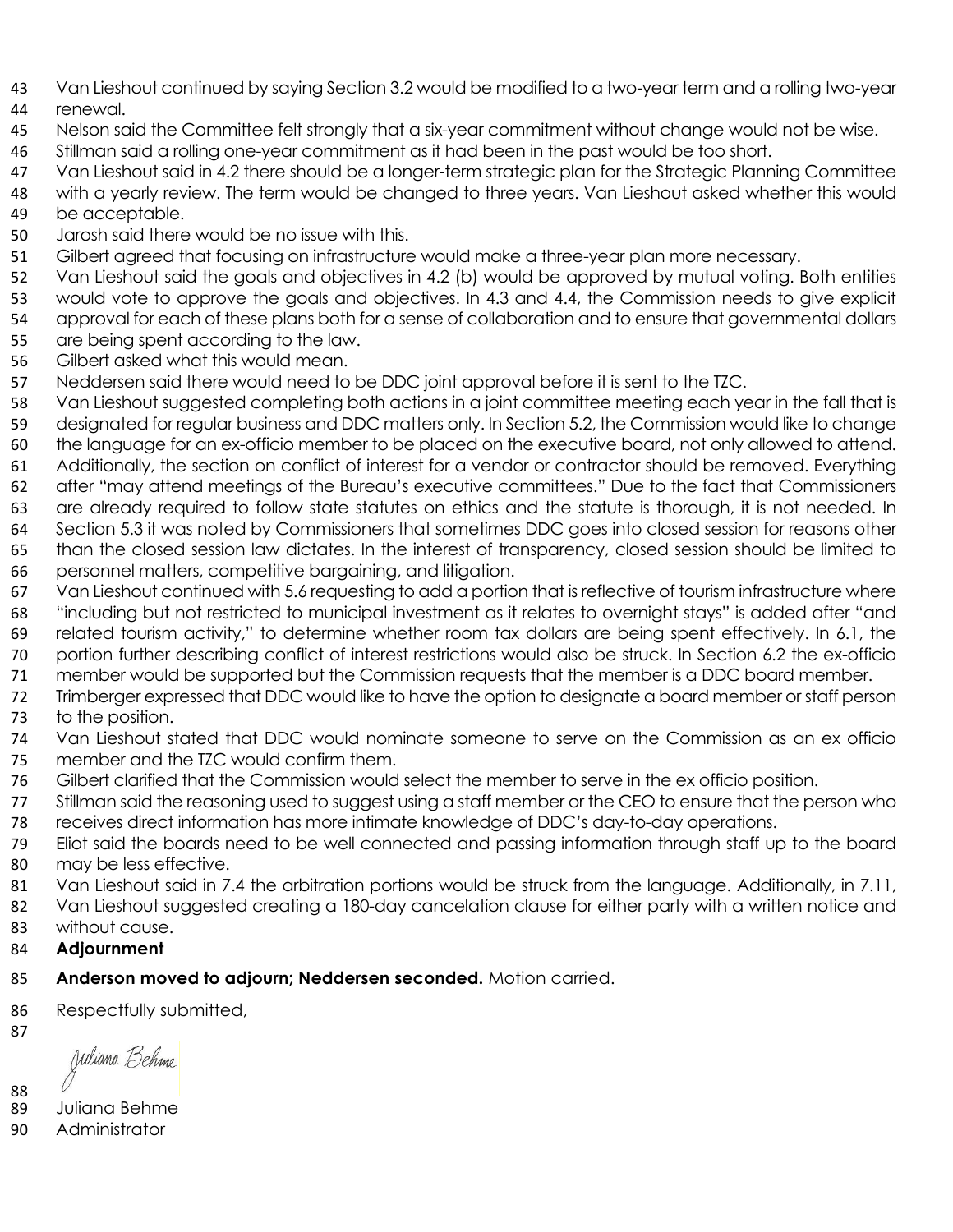Van Lieshout continued by saying Section 3.2 would be modified to a two-year term and a rolling two-year renewal.

Nelson said the Committee felt strongly that a six-year commitment without change would not be wise.

Stillman said a rolling one-year commitment as it had been in the past would be too short.

Van Lieshout said in 4.2 there should be a longer-term strategic plan for the Strategic Planning Committee with a yearly review. The term would be changed to three years. Van Lieshout asked whether this would be acceptable.

Jarosh said there would be no issue with this.

Gilbert agreed that focusing on infrastructure would make a three-year plan more necessary.

Van Lieshout said the goals and objectives in 4.2 (b) would be approved by mutual voting. Both entities would vote to approve the goals and objectives. In 4.3 and 4.4, the Commission needs to give explicit approval for each of these plans both for a sense of collaboration and to ensure that governmental dollars are being spent according to the law.

Gilbert asked what this would mean.

Neddersen said there would need to be DDC joint approval before it is sent to the TZC.

Van Lieshout suggested completing both actions in a joint committee meeting each year in the fall that is designated for regular business and DDC matters only. In Section 5.2, the Commission would like to change the language for an ex-officio member to be placed on the executive board, not only allowed to attend. Additionally, the section on conflict of interest for a vendor or contractor should be removed. Everything after "may attend meetings of the Bureau's executive committees." Due to the fact that Commissioners are already required to follow state statutes on ethics and the statute is thorough, it is not needed. In Section 5.3 it was noted by Commissioners that sometimes DDC goes into closed session for reasons other than the closed session law dictates. In the interest of transparency, closed session should be limited to personnel matters, competitive bargaining, and litigation.

Van Lieshout continued with 5.6 requesting to add a portion that is reflective of tourism infrastructure where "including but not restricted to municipal investment as it relates to overnight stays" is added after "and related tourism activity," to determine whether room tax dollars are being spent effectively. In 6.1, the portion further describing conflict of interest restrictions would also be struck. In Section 6.2 the ex-officio member would be supported but the Commission requests that the member is a DDC board member.

Trimberger expressed that DDC would like to have the option to designate a board member or staff person to the position.

Van Lieshout stated that DDC would nominate someone to serve on the Commission as an ex officio member and the TZC would confirm them.

Gilbert clarified that the Commission would select the member to serve in the ex officio position.

Stillman said the reasoning used to suggest using a staff member or the CEO to ensure that the person who receives direct information has more intimate knowledge of DDC's day-to-day operations.

Eliot said the boards need to be well connected and passing information through staff up to the board may be less effective.

Van Lieshout said in 7.4 the arbitration portions would be struck from the language. Additionally, in 7.11, Van Lieshout suggested creating a 180-day cancelation clause for either party with a written notice and without cause.

**Adjournment**

**Anderson moved to adjourn; Neddersen seconded.** Motion carried.

Respectfully submitted,

Juliana Behme

Juliana Behme
Administrator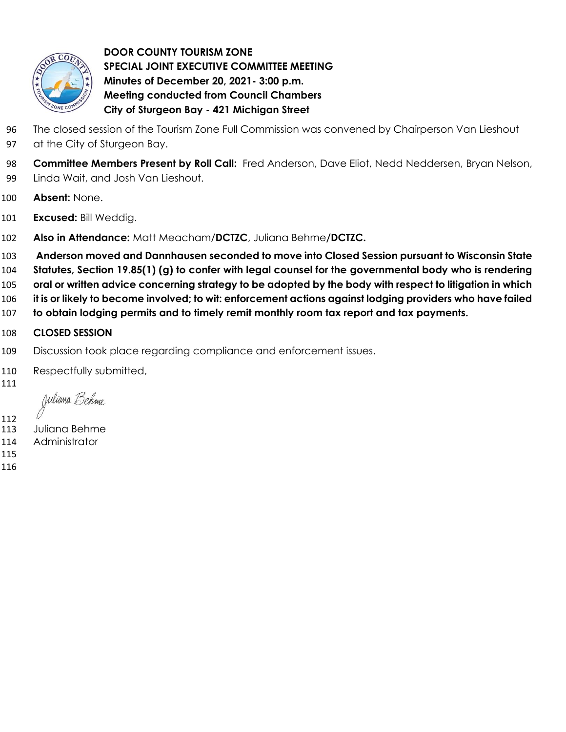**DOOR COUNTY TOURISM ZONE**
**SPECIAL JOINT EXECUTIVE COMMITTEE MEETING**
**Minutes of December 20, 2021- 3:00 p.m.**
**Meeting conducted from Council Chambers**
**City of Sturgeon Bay - 421 Michigan Street**

96 The closed session of the Tourism Zone Full Commission was convened by Chairperson Van Lieshout
97 at the City of Sturgeon Bay.

98 **Committee Members Present by Roll Call:** Fred Anderson, Dave Eliot, Nedd Neddersen, Bryan Nelson,
99 Linda Wait, and Josh Van Lieshout.

100 **Absent:** None.

101 **Excused:** Bill Weddig.

102 **Also in Attendance:** Matt Meacham/**DCTZC**, Juliana Behme**/DCTZC.**

103 **Anderson moved and Dannhausen seconded to move into Closed Session pursuant to Wisconsin State**
104 **Statutes, Section 19.85(1) (g) to confer with legal counsel for the governmental body who is rendering**
105 **oral or written advice concerning strategy to be adopted by the body with respect to litigation in which**
106 **it is or likely to become involved; to wit: enforcement actions against lodging providers who have failed**
107 **to obtain lodging permits and to timely remit monthly room tax report and tax payments.**

108 **CLOSED SESSION**

109 Discussion took place regarding compliance and enforcement issues.

110 Respectfully submitted,
111
112
113 Juliana Behme
114 Administrator
115
116